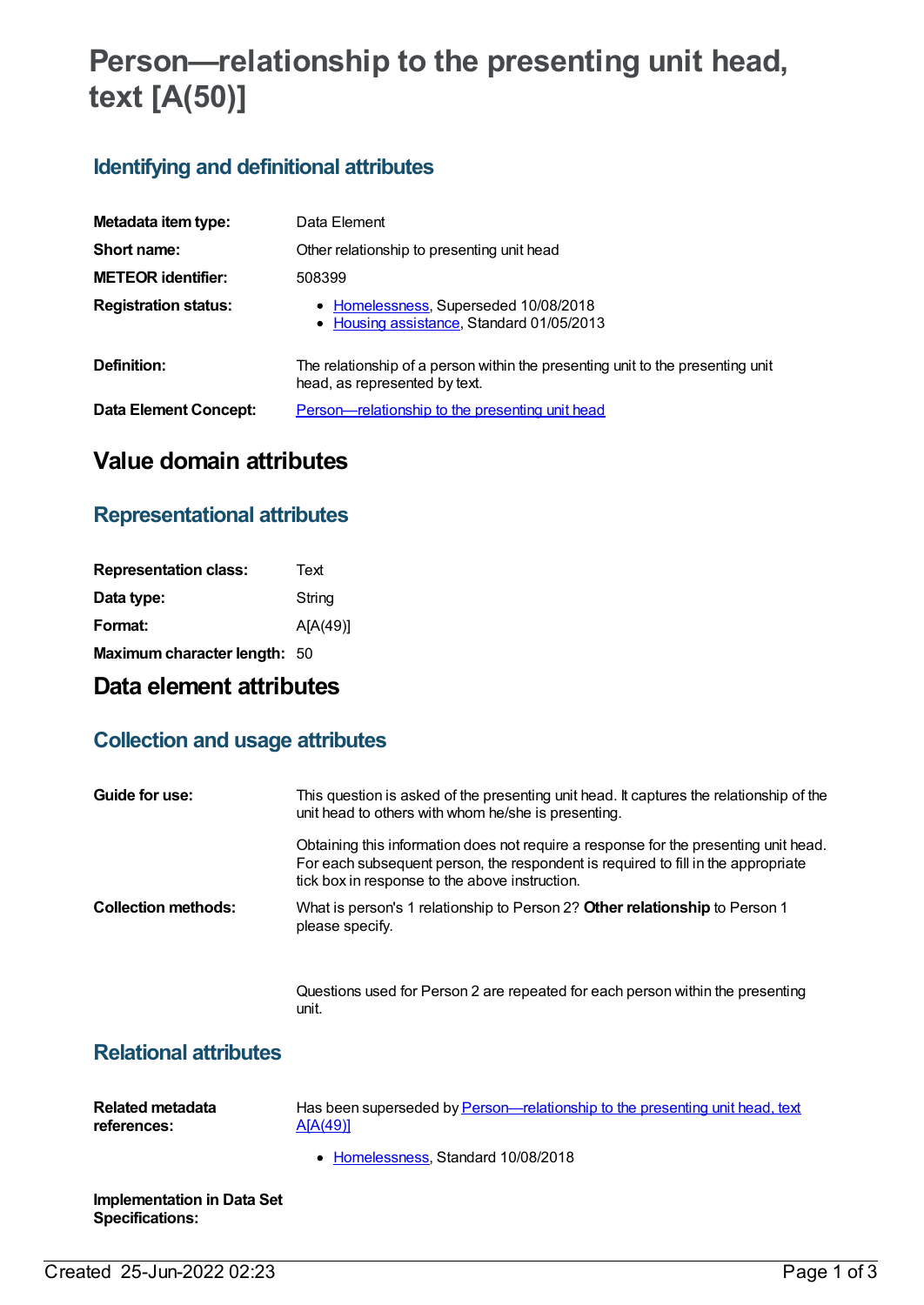# Person—relationship to the presenting unit head, text [A(50)]

## Identifying and definitional attributes

| | |
|---|---|
| **Metadata item type:** | Data Element |
| **Short name:** | Other relationship to presenting unit head |
| **METEOR identifier:** | 508399 |
| **Registration status:** | • Homelessness, Superseded 10/08/2018<br>• Housing assistance, Standard 01/05/2013 |
| **Definition:** | The relationship of a person within the presenting unit to the presenting unit head, as represented by text. |
| **Data Element Concept:** | Person—relationship to the presenting unit head |

# Value domain attributes

## Representational attributes

| | |
|---|---|
| **Representation class:** | Text |
| **Data type:** | String |
| **Format:** | A[A(49)] |
| **Maximum character length:** | 50 |

# Data element attributes

## Collection and usage attributes

**Guide for use:**

This question is asked of the presenting unit head. It captures the relationship of the unit head to others with whom he/she is presenting.

Obtaining this information does not require a response for the presenting unit head. For each subsequent person, the respondent is required to fill in the appropriate tick box in response to the above instruction.

**Collection methods:**

What is person's 1 relationship to Person 2? **Other relationship** to Person 1 please specify.

Questions used for Person 2 are repeated for each person within the presenting unit.

## Relational attributes

**Related metadata references:**

Has been superseded by Person—relationship to the presenting unit head, text A[A(49)]

- Homelessness, Standard 10/08/2018

**Implementation in Data Set Specifications:**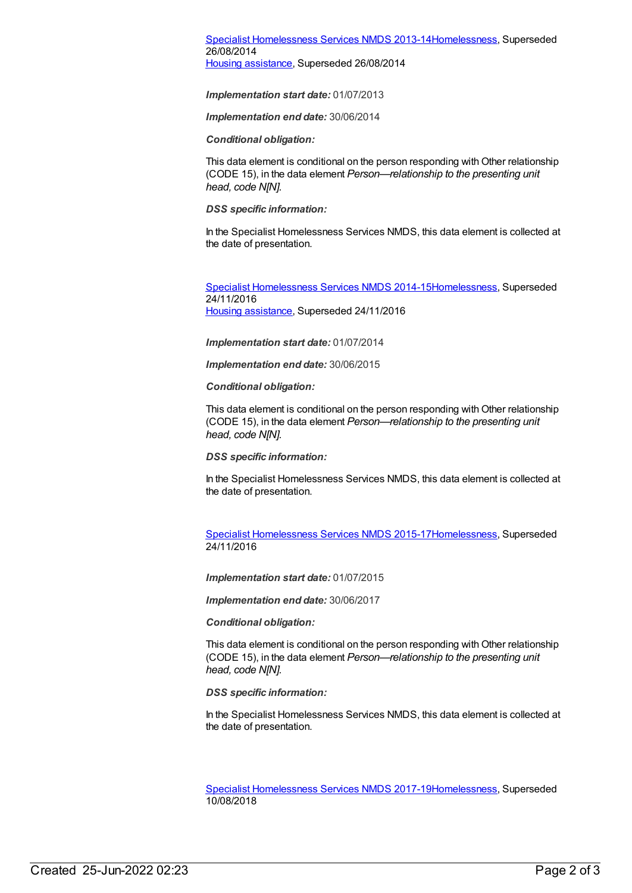[Specialist Homelessness Services NMDS 2013-14Homelessness](), Superseded 26/08/2014
[Housing assistance](), Superseded 26/08/2014

***Implementation start date:*** 01/07/2013

***Implementation end date:*** 30/06/2014

***Conditional obligation:***

This data element is conditional on the person responding with Other relationship (CODE 15), in the data element *Person—relationship to the presenting unit head, code N[N].*

***DSS specific information:***

In the Specialist Homelessness Services NMDS, this data element is collected at the date of presentation.

[Specialist Homelessness Services NMDS 2014-15Homelessness](), Superseded 24/11/2016
[Housing assistance](), Superseded 24/11/2016

***Implementation start date:*** 01/07/2014

***Implementation end date:*** 30/06/2015

***Conditional obligation:***

This data element is conditional on the person responding with Other relationship (CODE 15), in the data element *Person—relationship to the presenting unit head, code N[N].*

***DSS specific information:***

In the Specialist Homelessness Services NMDS, this data element is collected at the date of presentation.

[Specialist Homelessness Services NMDS 2015-17Homelessness](), Superseded 24/11/2016

***Implementation start date:*** 01/07/2015

***Implementation end date:*** 30/06/2017

***Conditional obligation:***

This data element is conditional on the person responding with Other relationship (CODE 15), in the data element *Person—relationship to the presenting unit head, code N[N].*

***DSS specific information:***

In the Specialist Homelessness Services NMDS, this data element is collected at the date of presentation.

[Specialist Homelessness Services NMDS 2017-19Homelessness](), Superseded 10/08/2018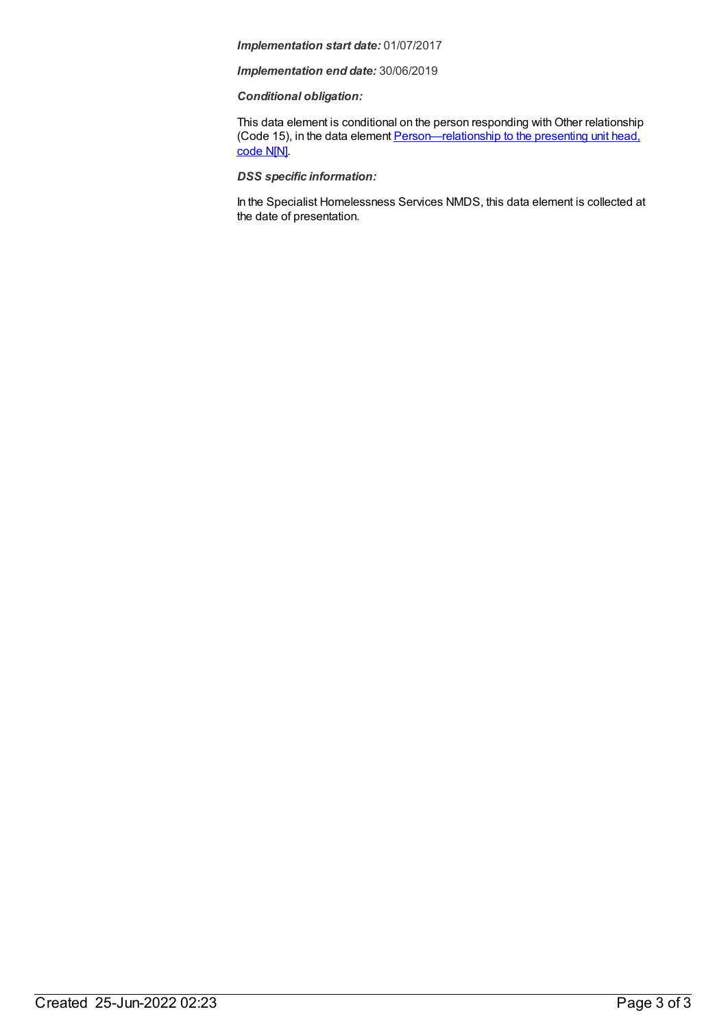***Implementation start date:*** 01/07/2017

***Implementation end date:*** 30/06/2019

***Conditional obligation:***

This data element is conditional on the person responding with Other relationship (Code 15), in the data element Person—relationship to the presenting unit head, code N[N].

***DSS specific information:***

In the Specialist Homelessness Services NMDS, this data element is collected at the date of presentation.